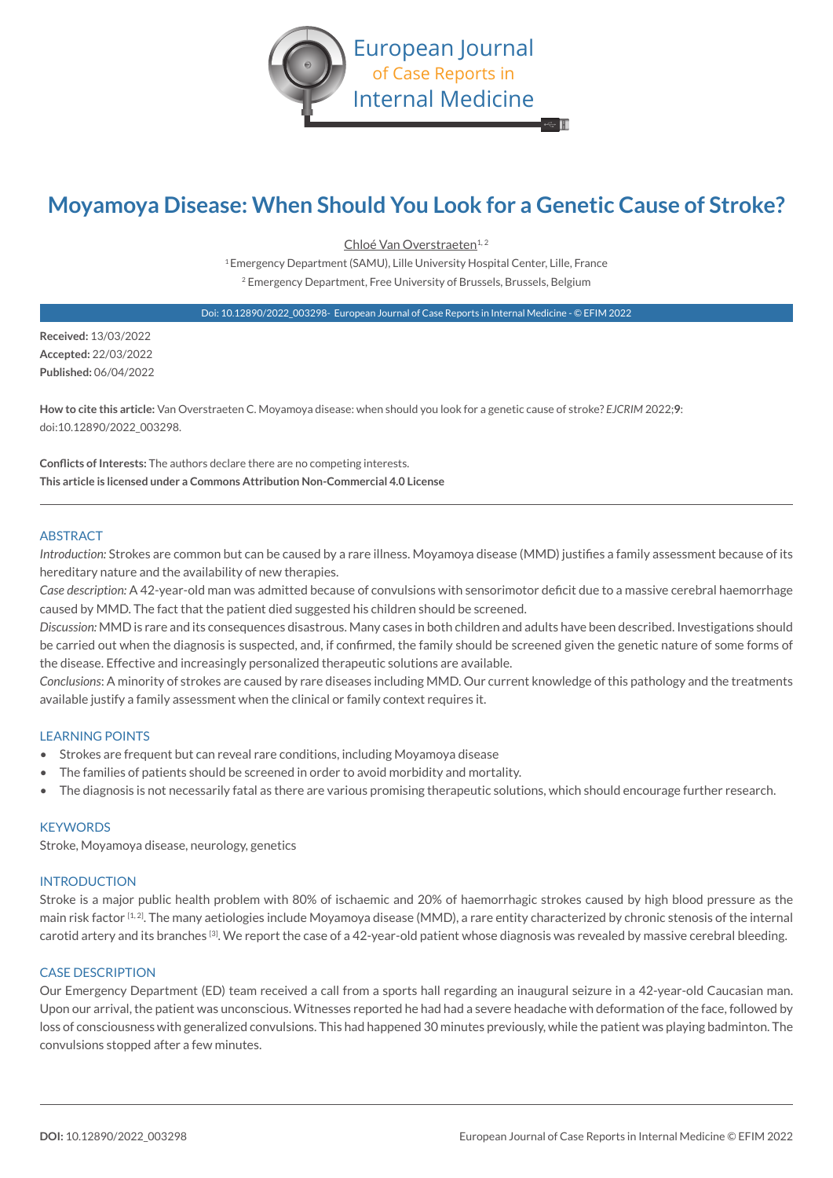European Journal of Case Reports in Internal Medicine

# Moyamoya Disease: When Should You Look for a Genetic Cause of Stroke?

Chloé Van Overstraeten[1, 2]

[1] Emergency Department (SAMU), Lille University Hospital Center, Lille, France
[2] Emergency Department, Free University of Brussels, Brussels, Belgium

Doi: 10.12890/2022_003298- European Journal of Case Reports in Internal Medicine - © EFIM 2022

**Received:** 13/03/2022
**Accepted:** 22/03/2022
**Published:** 06/04/2022

**How to cite this article:** Van Overstraeten C. Moyamoya disease: when should you look for a genetic cause of stroke? *EJCRIM* 2022;**9**: doi:10.12890/2022_003298.

**Conflicts of Interests:** The authors declare there are no competing interests.
**This article is licensed under a Commons Attribution Non-Commercial 4.0 License**

## ABSTRACT

*Introduction:* Strokes are common but can be caused by a rare illness. Moyamoya disease (MMD) justifies a family assessment because of its hereditary nature and the availability of new therapies.

*Case description:* A 42-year-old man was admitted because of convulsions with sensorimotor deficit due to a massive cerebral haemorrhage caused by MMD. The fact that the patient died suggested his children should be screened.

*Discussion:* MMD is rare and its consequences disastrous. Many cases in both children and adults have been described. Investigations should be carried out when the diagnosis is suspected, and, if confirmed, the family should be screened given the genetic nature of some forms of the disease. Effective and increasingly personalized therapeutic solutions are available.

*Conclusions*: A minority of strokes are caused by rare diseases including MMD. Our current knowledge of this pathology and the treatments available justify a family assessment when the clinical or family context requires it.

## LEARNING POINTS

- Strokes are frequent but can reveal rare conditions, including Moyamoya disease
- The families of patients should be screened in order to avoid morbidity and mortality.
- The diagnosis is not necessarily fatal as there are various promising therapeutic solutions, which should encourage further research.

## KEYWORDS

Stroke, Moyamoya disease, neurology, genetics

## INTRODUCTION

Stroke is a major public health problem with 80% of ischaemic and 20% of haemorrhagic strokes caused by high blood pressure as the main risk factor [1, 2]. The many aetiologies include Moyamoya disease (MMD), a rare entity characterized by chronic stenosis of the internal carotid artery and its branches [3]. We report the case of a 42-year-old patient whose diagnosis was revealed by massive cerebral bleeding.

## CASE DESCRIPTION

Our Emergency Department (ED) team received a call from a sports hall regarding an inaugural seizure in a 42-year-old Caucasian man. Upon our arrival, the patient was unconscious. Witnesses reported he had had a severe headache with deformation of the face, followed by loss of consciousness with generalized convulsions. This had happened 30 minutes previously, while the patient was playing badminton. The convulsions stopped after a few minutes.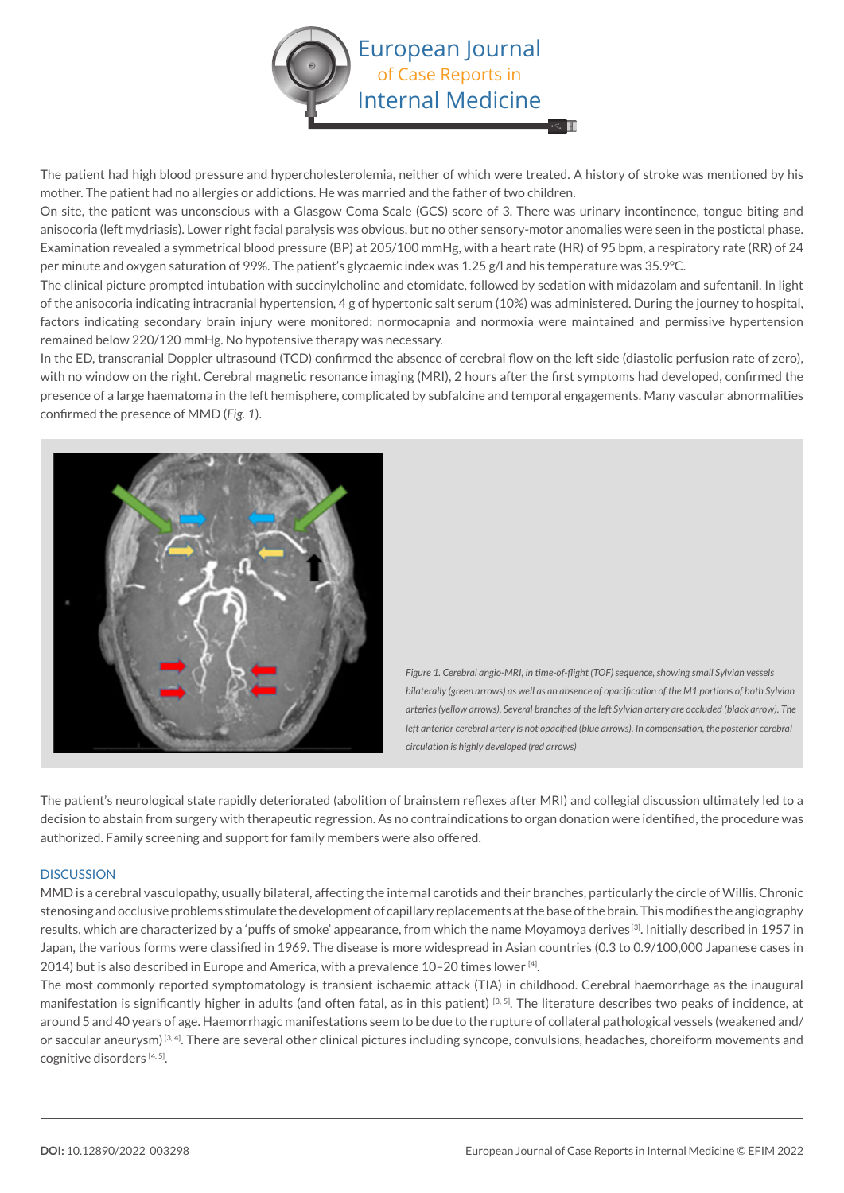The patient had high blood pressure and hypercholesterolemia, neither of which were treated. A history of stroke was mentioned by his mother. The patient had no allergies or addictions. He was married and the father of two children.

On site, the patient was unconscious with a Glasgow Coma Scale (GCS) score of 3. There was urinary incontinence, tongue biting and anisocoria (left mydriasis). Lower right facial paralysis was obvious, but no other sensory-motor anomalies were seen in the postictal phase. Examination revealed a symmetrical blood pressure (BP) at 205/100 mmHg, with a heart rate (HR) of 95 bpm, a respiratory rate (RR) of 24 per minute and oxygen saturation of 99%. The patient's glycaemic index was 1.25 g/l and his temperature was 35.9°C.

The clinical picture prompted intubation with succinylcholine and etomidate, followed by sedation with midazolam and sufentanil. In light of the anisocoria indicating intracranial hypertension, 4 g of hypertonic salt serum (10%) was administered. During the journey to hospital, factors indicating secondary brain injury were monitored: normocapnia and normoxia were maintained and permissive hypertension remained below 220/120 mmHg. No hypotensive therapy was necessary.

In the ED, transcranial Doppler ultrasound (TCD) confirmed the absence of cerebral flow on the left side (diastolic perfusion rate of zero), with no window on the right. Cerebral magnetic resonance imaging (MRI), 2 hours after the first symptoms had developed, confirmed the presence of a large haematoma in the left hemisphere, complicated by subfalcine and temporal engagements. Many vascular abnormalities confirmed the presence of MMD (*Fig. 1*).

*Figure 1. Cerebral angio-MRI, in time-of-flight (TOF) sequence, showing small Sylvian vessels bilaterally (green arrows) as well as an absence of opacification of the M1 portions of both Sylvian arteries (yellow arrows). Several branches of the left Sylvian artery are occluded (black arrow). The left anterior cerebral artery is not opacified (blue arrows). In compensation, the posterior cerebral circulation is highly developed (red arrows)*

The patient's neurological state rapidly deteriorated (abolition of brainstem reflexes after MRI) and collegial discussion ultimately led to a decision to abstain from surgery with therapeutic regression. As no contraindications to organ donation were identified, the procedure was authorized. Family screening and support for family members were also offered.

## DISCUSSION

MMD is a cerebral vasculopathy, usually bilateral, affecting the internal carotids and their branches, particularly the circle of Willis. Chronic stenosing and occlusive problems stimulate the development of capillary replacements at the base of the brain. This modifies the angiography results, which are characterized by a 'puffs of smoke' appearance, from which the name Moyamoya derives [3]. Initially described in 1957 in Japan, the various forms were classified in 1969. The disease is more widespread in Asian countries (0.3 to 0.9/100,000 Japanese cases in 2014) but is also described in Europe and America, with a prevalence 10–20 times lower [4].

The most commonly reported symptomatology is transient ischaemic attack (TIA) in childhood. Cerebral haemorrhage as the inaugural manifestation is significantly higher in adults (and often fatal, as in this patient) [3, 5]. The literature describes two peaks of incidence, at around 5 and 40 years of age. Haemorrhagic manifestations seem to be due to the rupture of collateral pathological vessels (weakened and/or saccular aneurysm) [3, 4]. There are several other clinical pictures including syncope, convulsions, headaches, choreiform movements and cognitive disorders [4, 5].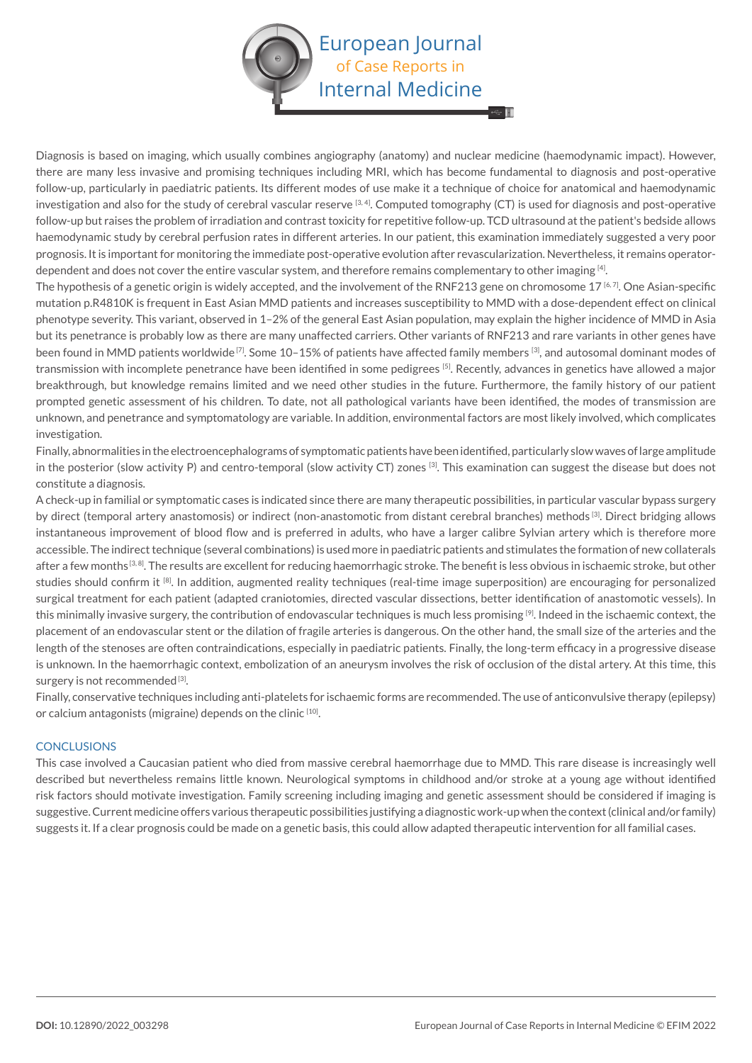Diagnosis is based on imaging, which usually combines angiography (anatomy) and nuclear medicine (haemodynamic impact). However, there are many less invasive and promising techniques including MRI, which has become fundamental to diagnosis and post-operative follow-up, particularly in paediatric patients. Its different modes of use make it a technique of choice for anatomical and haemodynamic investigation and also for the study of cerebral vascular reserve [3, 4]. Computed tomography (CT) is used for diagnosis and post-operative follow-up but raises the problem of irradiation and contrast toxicity for repetitive follow-up. TCD ultrasound at the patient's bedside allows haemodynamic study by cerebral perfusion rates in different arteries. In our patient, this examination immediately suggested a very poor prognosis. It is important for monitoring the immediate post-operative evolution after revascularization. Nevertheless, it remains operator-dependent and does not cover the entire vascular system, and therefore remains complementary to other imaging [4].

The hypothesis of a genetic origin is widely accepted, and the involvement of the RNF213 gene on chromosome 17 [6, 7]. One Asian-specific mutation p.R4810K is frequent in East Asian MMD patients and increases susceptibility to MMD with a dose-dependent effect on clinical phenotype severity. This variant, observed in 1–2% of the general East Asian population, may explain the higher incidence of MMD in Asia but its penetrance is probably low as there are many unaffected carriers. Other variants of RNF213 and rare variants in other genes have been found in MMD patients worldwide [7]. Some 10–15% of patients have affected family members [3], and autosomal dominant modes of transmission with incomplete penetrance have been identified in some pedigrees [5]. Recently, advances in genetics have allowed a major breakthrough, but knowledge remains limited and we need other studies in the future. Furthermore, the family history of our patient prompted genetic assessment of his children. To date, not all pathological variants have been identified, the modes of transmission are unknown, and penetrance and symptomatology are variable. In addition, environmental factors are most likely involved, which complicates investigation.

Finally, abnormalities in the electroencephalograms of symptomatic patients have been identified, particularly slow waves of large amplitude in the posterior (slow activity P) and centro-temporal (slow activity CT) zones [3]. This examination can suggest the disease but does not constitute a diagnosis.

A check-up in familial or symptomatic cases is indicated since there are many therapeutic possibilities, in particular vascular bypass surgery by direct (temporal artery anastomosis) or indirect (non-anastomotic from distant cerebral branches) methods [3]. Direct bridging allows instantaneous improvement of blood flow and is preferred in adults, who have a larger calibre Sylvian artery which is therefore more accessible. The indirect technique (several combinations) is used more in paediatric patients and stimulates the formation of new collaterals after a few months [3, 8]. The results are excellent for reducing haemorrhagic stroke. The benefit is less obvious in ischaemic stroke, but other studies should confirm it [8]. In addition, augmented reality techniques (real-time image superposition) are encouraging for personalized surgical treatment for each patient (adapted craniotomies, directed vascular dissections, better identification of anastomotic vessels). In this minimally invasive surgery, the contribution of endovascular techniques is much less promising [9]. Indeed in the ischaemic context, the placement of an endovascular stent or the dilation of fragile arteries is dangerous. On the other hand, the small size of the arteries and the length of the stenoses are often contraindications, especially in paediatric patients. Finally, the long-term efficacy in a progressive disease is unknown. In the haemorrhagic context, embolization of an aneurysm involves the risk of occlusion of the distal artery. At this time, this surgery is not recommended [3].

Finally, conservative techniques including anti-platelets for ischaemic forms are recommended. The use of anticonvulsive therapy (epilepsy) or calcium antagonists (migraine) depends on the clinic [10].

## CONCLUSIONS

This case involved a Caucasian patient who died from massive cerebral haemorrhage due to MMD. This rare disease is increasingly well described but nevertheless remains little known. Neurological symptoms in childhood and/or stroke at a young age without identified risk factors should motivate investigation. Family screening including imaging and genetic assessment should be considered if imaging is suggestive. Current medicine offers various therapeutic possibilities justifying a diagnostic work-up when the context (clinical and/or family) suggests it. If a clear prognosis could be made on a genetic basis, this could allow adapted therapeutic intervention for all familial cases.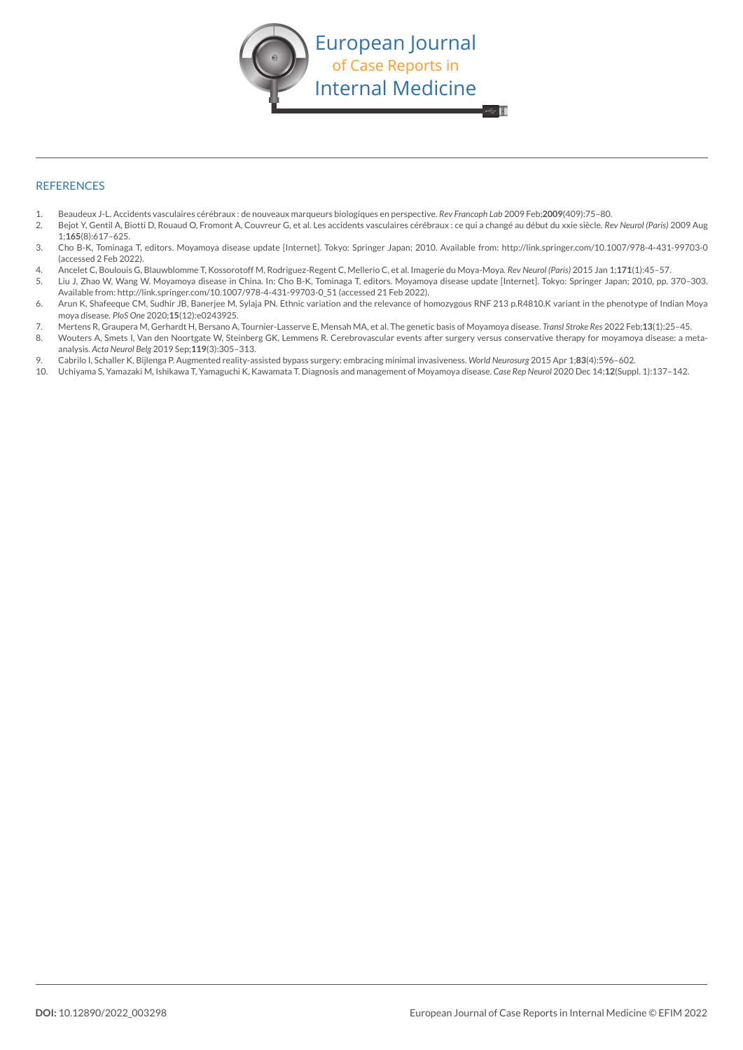## REFERENCES

1. Beaudeux J-L. Accidents vasculaires cérébraux : de nouveaux marqueurs biologiques en perspective. *Rev Francoph Lab* 2009 Feb;**2009**(409):75–80.
2. Bejot Y, Gentil A, Biotti D, Rouaud O, Fromont A, Couvreur G, et al. Les accidents vasculaires cérébraux : ce qui a changé au début du xxie siècle. *Rev Neurol (Paris)* 2009 Aug 1;**165**(8):617–625.
3. Cho B-K, Tominaga T, editors. Moyamoya disease update [Internet]. Tokyo: Springer Japan; 2010. Available from: http://link.springer.com/10.1007/978-4-431-99703-0 (accessed 2 Feb 2022).
4. Ancelet C, Boulouis G, Blauwblomme T, Kossorotoff M, Rodriguez-Regent C, Mellerio C, et al. Imagerie du Moya-Moya. *Rev Neurol (Paris)* 2015 Jan 1;**171**(1):45–57.
5. Liu J, Zhao W, Wang W. Moyamoya disease in China. In: Cho B-K, Tominaga T, editors. Moyamoya disease update [Internet]. Tokyo: Springer Japan; 2010, pp. 370–303. Available from: http://link.springer.com/10.1007/978-4-431-99703-0_51 (accessed 21 Feb 2022).
6. Arun K, Shafeeque CM, Sudhir JB, Banerjee M, Sylaja PN. Ethnic variation and the relevance of homozygous RNF 213 p.R4810.K variant in the phenotype of Indian Moya moya disease. *PloS One* 2020;**15**(12):e0243925.
7. Mertens R, Graupera M, Gerhardt H, Bersano A, Tournier-Lasserve E, Mensah MA, et al. The genetic basis of Moyamoya disease. *Transl Stroke Res* 2022 Feb;**13**(1):25–45.
8. Wouters A, Smets I, Van den Noortgate W, Steinberg GK, Lemmens R. Cerebrovascular events after surgery versus conservative therapy for moyamoya disease: a meta-analysis. *Acta Neurol Belg* 2019 Sep;**119**(3):305–313.
9. Cabrilo I, Schaller K, Bijlenga P. Augmented reality-assisted bypass surgery: embracing minimal invasiveness. *World Neurosurg* 2015 Apr 1;**83**(4):596–602.
10. Uchiyama S, Yamazaki M, Ishikawa T, Yamaguchi K, Kawamata T. Diagnosis and management of Moyamoya disease. *Case Rep Neurol* 2020 Dec 14;**12**(Suppl. 1):137–142.